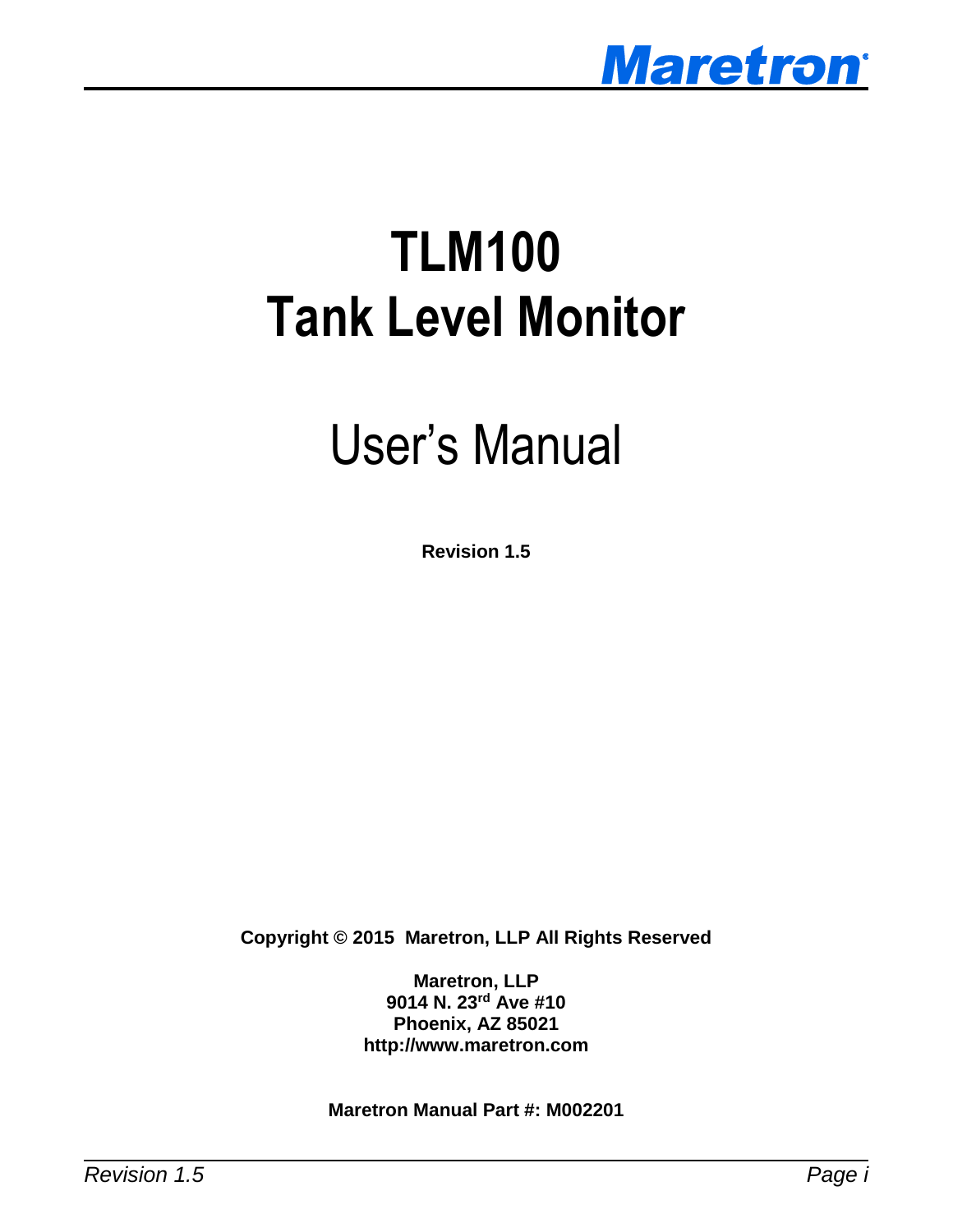# TLM100
# Tank Level Monitor

## User's Manual

**Revision 1.5**

**Copyright © 2015 Maretron, LLP All Rights Reserved**

**Maretron, LLP**
**9014 N. 23rd Ave #10**
**Phoenix, AZ 85021**
**http://www.maretron.com**

**Maretron Manual Part #: M002201**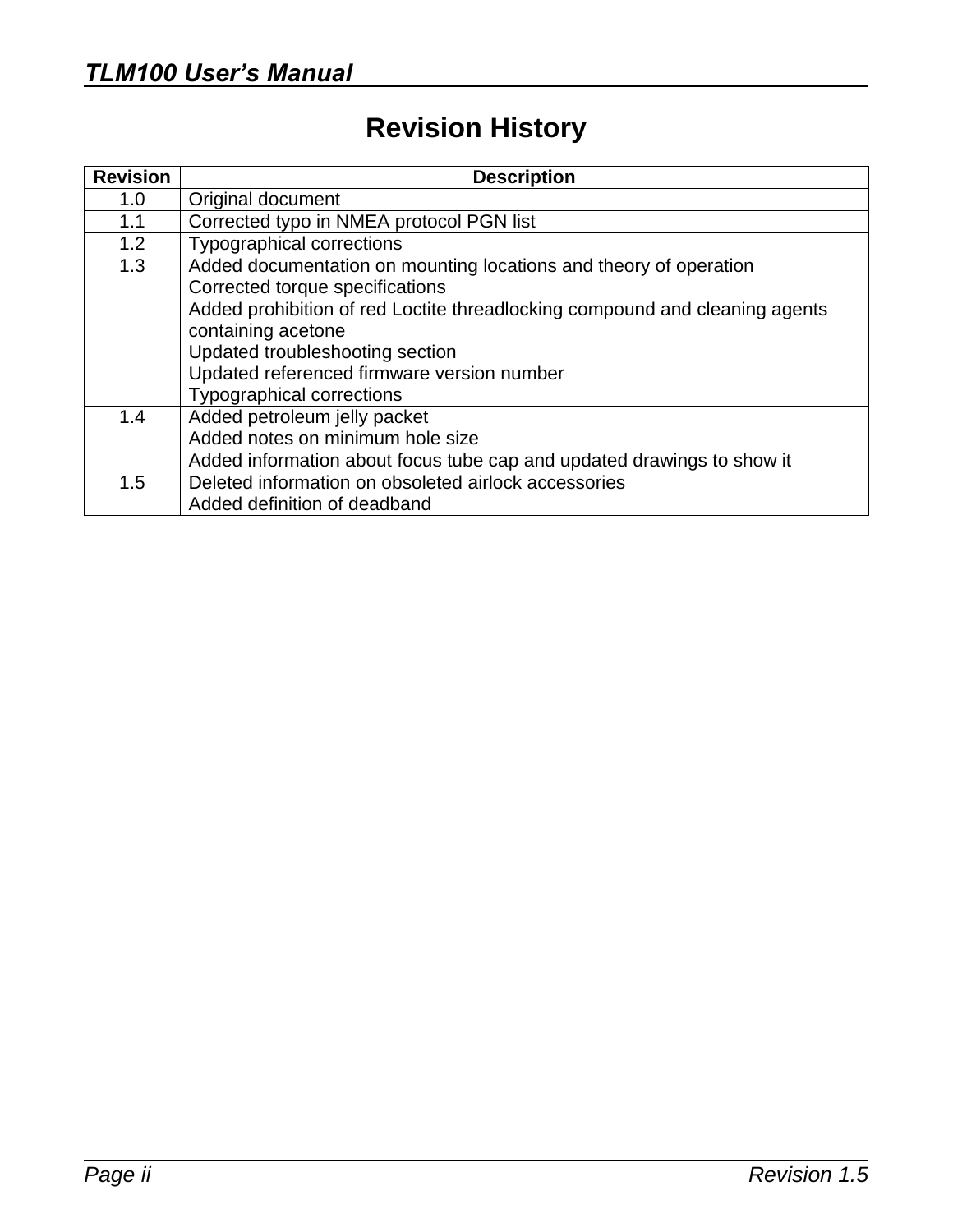# Revision History

| Revision | Description |
|---|---|
| 1.0 | Original document |
| 1.1 | Corrected typo in NMEA protocol PGN list |
| 1.2 | Typographical corrections |
| 1.3 | Added documentation on mounting locations and theory of operation<br>Corrected torque specifications<br>Added prohibition of red Loctite threadlocking compound and cleaning agents containing acetone<br>Updated troubleshooting section<br>Updated referenced firmware version number<br>Typographical corrections |
| 1.4 | Added petroleum jelly packet<br>Added notes on minimum hole size<br>Added information about focus tube cap and updated drawings to show it |
| 1.5 | Deleted information on obsoleted airlock accessories<br>Added definition of deadband |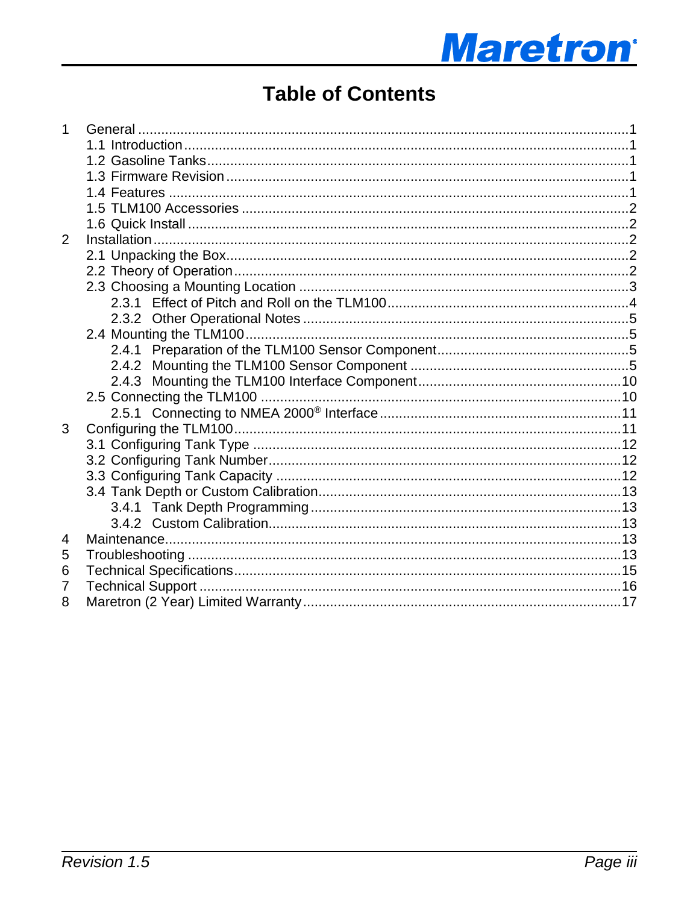# Table of Contents

1 General ....................................................................................................................1
   1.1 Introduction ..........................................................................................................1
   1.2 Gasoline Tanks......................................................................................................1
   1.3 Firmware Revision ................................................................................................1
   1.4 Features ................................................................................................................1
   1.5 TLM100 Accessories ............................................................................................2
   1.6 Quick Install ..........................................................................................................2
2 Installation..................................................................................................................2
   2.1 Unpacking the Box.................................................................................................2
   2.2 Theory of Operation...............................................................................................2
   2.3 Choosing a Mounting Location .............................................................................3
      2.3.1 Effect of Pitch and Roll on the TLM100.........................................................4
      2.3.2 Other Operational Notes ................................................................................5
   2.4 Mounting the TLM100............................................................................................5
      2.4.1 Preparation of the TLM100 Sensor Component............................................5
      2.4.2 Mounting the TLM100 Sensor Component ...................................................5
      2.4.3 Mounting the TLM100 Interface Component...............................................10
   2.5 Connecting the TLM100 ......................................................................................10
      2.5.1 Connecting to NMEA 2000® Interface ........................................................11
3 Configuring the TLM100...........................................................................................11
   3.1 Configuring Tank Type ........................................................................................12
   3.2 Configuring Tank Number....................................................................................12
   3.3 Configuring Tank Capacity ..................................................................................12
   3.4 Tank Depth or Custom Calibration.......................................................................13
      3.4.1 Tank Depth Programming ...........................................................................13
      3.4.2 Custom Calibration......................................................................................13
4 Maintenance.............................................................................................................13
5 Troubleshooting .......................................................................................................13
6 Technical Specifications...........................................................................................15
7 Technical Support ....................................................................................................16
8 Maretron (2 Year) Limited Warranty.........................................................................17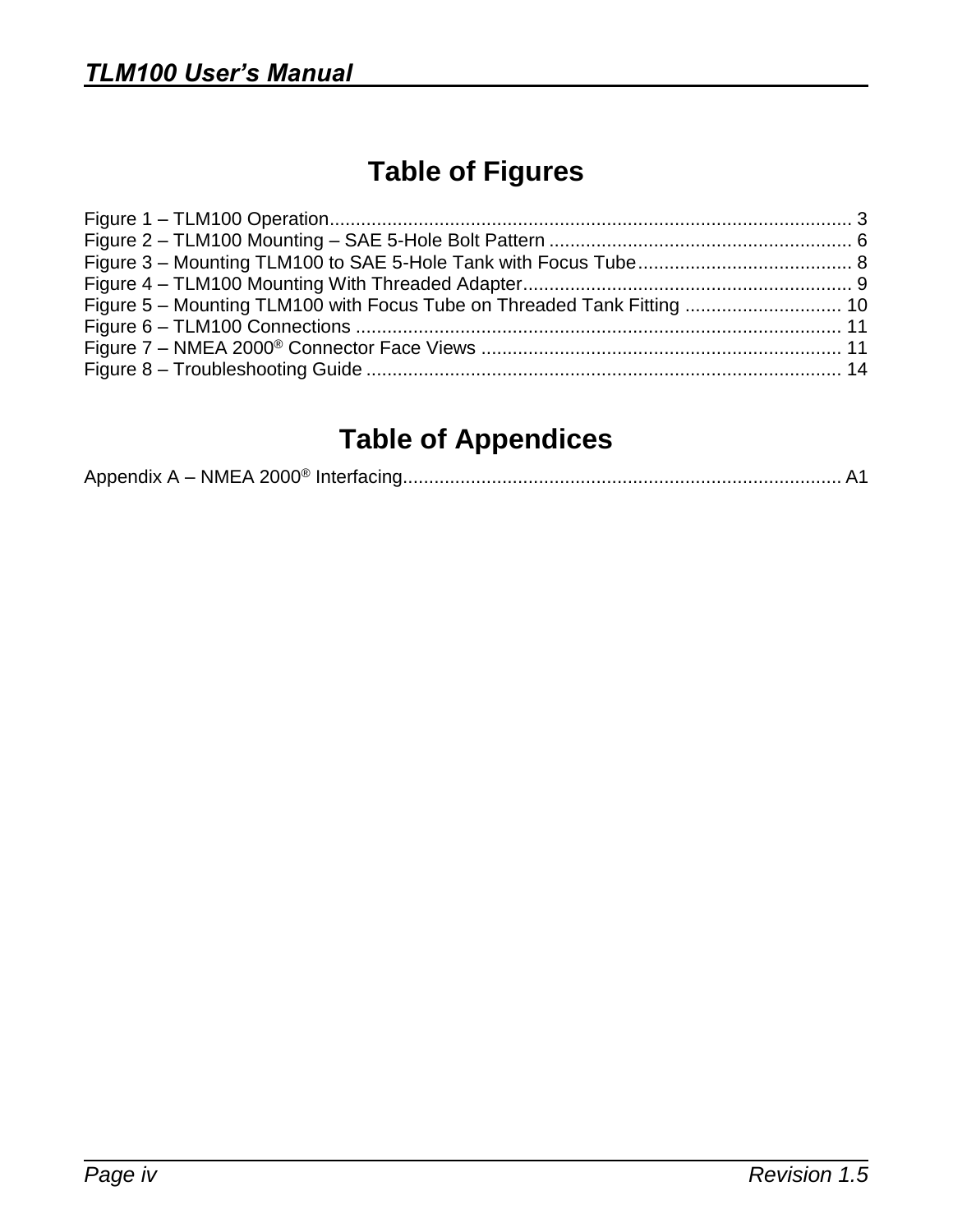# Table of Figures

Figure 1 – TLM100 Operation.................................................................................................... 3
Figure 2 – TLM100 Mounting – SAE 5-Hole Bolt Pattern ......................................................... 6
Figure 3 – Mounting TLM100 to SAE 5-Hole Tank with Focus Tube......................................... 8
Figure 4 – TLM100 Mounting With Threaded Adapter............................................................... 9
Figure 5 – Mounting TLM100 with Focus Tube on Threaded Tank Fitting .............................. 10
Figure 6 – TLM100 Connections ............................................................................................. 11
Figure 7 – NMEA 2000® Connector Face Views ..................................................................... 11
Figure 8 – Troubleshooting Guide ........................................................................................... 14

# Table of Appendices

Appendix A – NMEA 2000® Interfacing.................................................................................... A1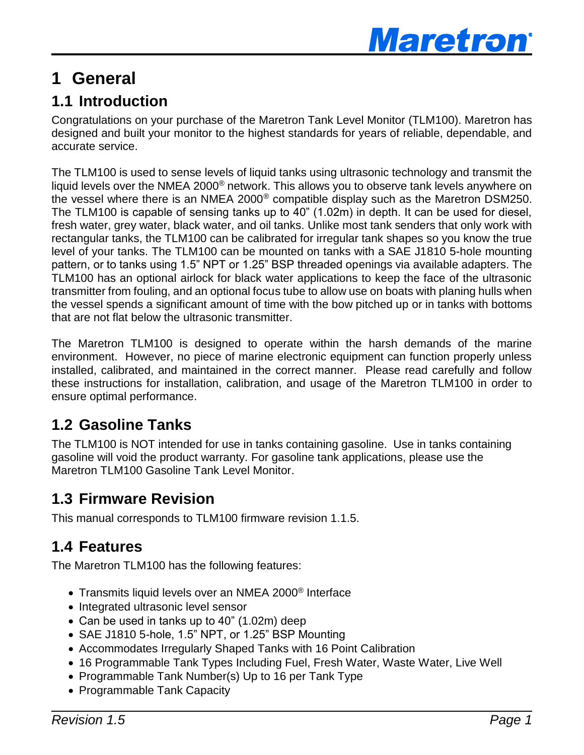# 1 General

## 1.1 Introduction

Congratulations on your purchase of the Maretron Tank Level Monitor (TLM100). Maretron has designed and built your monitor to the highest standards for years of reliable, dependable, and accurate service.

The TLM100 is used to sense levels of liquid tanks using ultrasonic technology and transmit the liquid levels over the NMEA 2000® network. This allows you to observe tank levels anywhere on the vessel where there is an NMEA 2000® compatible display such as the Maretron DSM250. The TLM100 is capable of sensing tanks up to 40" (1.02m) in depth. It can be used for diesel, fresh water, grey water, black water, and oil tanks. Unlike most tank senders that only work with rectangular tanks, the TLM100 can be calibrated for irregular tank shapes so you know the true level of your tanks. The TLM100 can be mounted on tanks with a SAE J1810 5-hole mounting pattern, or to tanks using 1.5" NPT or 1.25" BSP threaded openings via available adapters. The TLM100 has an optional airlock for black water applications to keep the face of the ultrasonic transmitter from fouling, and an optional focus tube to allow use on boats with planing hulls when the vessel spends a significant amount of time with the bow pitched up or in tanks with bottoms that are not flat below the ultrasonic transmitter.

The Maretron TLM100 is designed to operate within the harsh demands of the marine environment. However, no piece of marine electronic equipment can function properly unless installed, calibrated, and maintained in the correct manner. Please read carefully and follow these instructions for installation, calibration, and usage of the Maretron TLM100 in order to ensure optimal performance.

## 1.2 Gasoline Tanks

The TLM100 is NOT intended for use in tanks containing gasoline. Use in tanks containing gasoline will void the product warranty. For gasoline tank applications, please use the Maretron TLM100 Gasoline Tank Level Monitor.

## 1.3 Firmware Revision

This manual corresponds to TLM100 firmware revision 1.1.5.

## 1.4 Features

The Maretron TLM100 has the following features:

- Transmits liquid levels over an NMEA 2000® Interface
- Integrated ultrasonic level sensor
- Can be used in tanks up to 40" (1.02m) deep
- SAE J1810 5-hole, 1.5" NPT, or 1.25" BSP Mounting
- Accommodates Irregularly Shaped Tanks with 16 Point Calibration
- 16 Programmable Tank Types Including Fuel, Fresh Water, Waste Water, Live Well
- Programmable Tank Number(s) Up to 16 per Tank Type
- Programmable Tank Capacity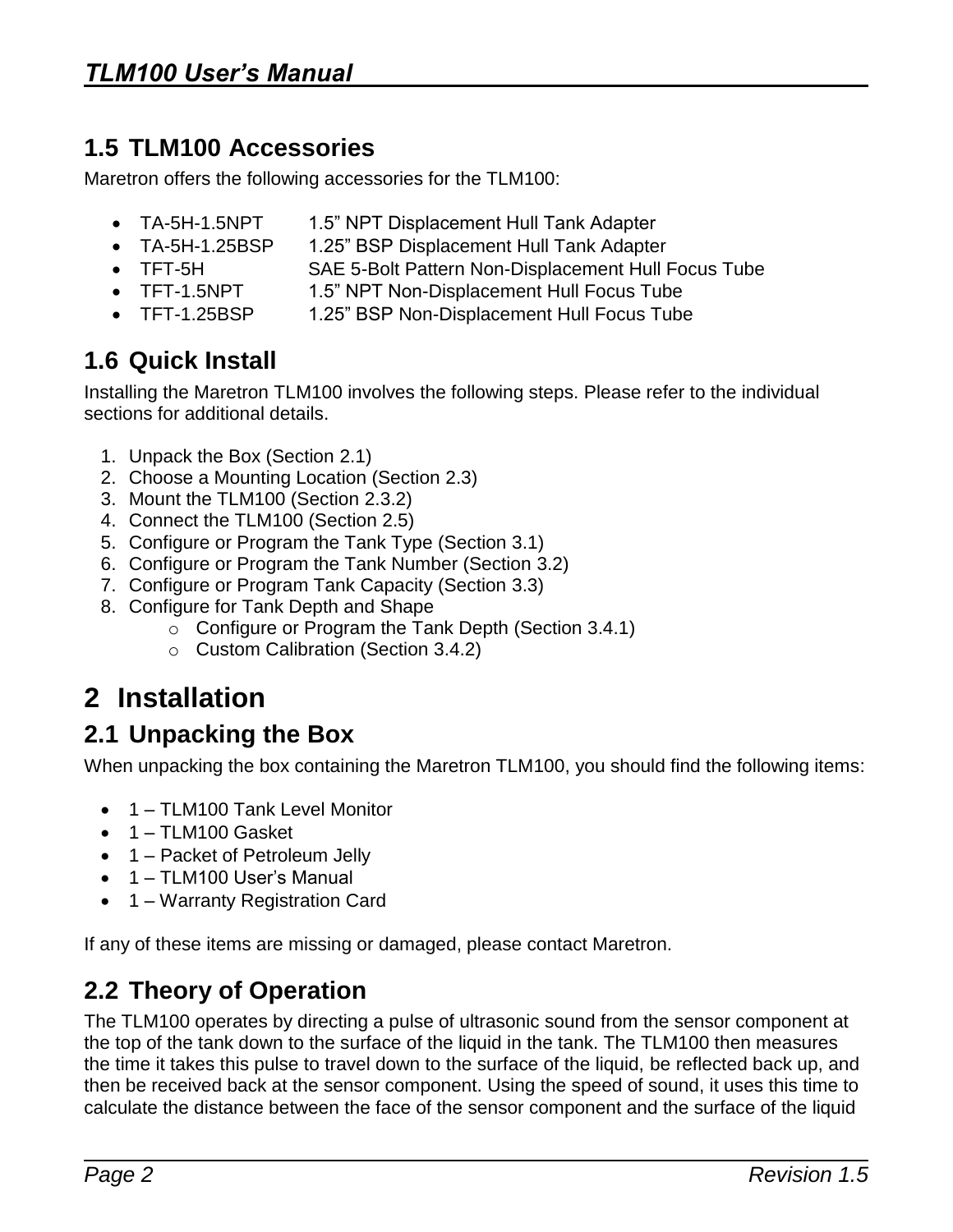## 1.5 TLM100 Accessories

Maretron offers the following accessories for the TLM100:

- TA-5H-1.5NPT      1.5" NPT Displacement Hull Tank Adapter
- TA-5H-1.25BSP     1.25" BSP Displacement Hull Tank Adapter
- TFT-5H      SAE 5-Bolt Pattern Non-Displacement Hull Focus Tube
- TFT-1.5NPT      1.5" NPT Non-Displacement Hull Focus Tube
- TFT-1.25BSP      1.25" BSP Non-Displacement Hull Focus Tube

## 1.6 Quick Install

Installing the Maretron TLM100 involves the following steps. Please refer to the individual sections for additional details.

1. Unpack the Box (Section 2.1)
2. Choose a Mounting Location (Section 2.3)
3. Mount the TLM100 (Section 2.3.2)
4. Connect the TLM100 (Section 2.5)
5. Configure or Program the Tank Type (Section 3.1)
6. Configure or Program the Tank Number (Section 3.2)
7. Configure or Program Tank Capacity (Section 3.3)
8. Configure for Tank Depth and Shape
   - Configure or Program the Tank Depth (Section 3.4.1)
   - Custom Calibration (Section 3.4.2)

# 2 Installation

## 2.1 Unpacking the Box

When unpacking the box containing the Maretron TLM100, you should find the following items:

- 1 – TLM100 Tank Level Monitor
- 1 – TLM100 Gasket
- 1 – Packet of Petroleum Jelly
- 1 – TLM100 User's Manual
- 1 – Warranty Registration Card

If any of these items are missing or damaged, please contact Maretron.

## 2.2 Theory of Operation

The TLM100 operates by directing a pulse of ultrasonic sound from the sensor component at the top of the tank down to the surface of the liquid in the tank. The TLM100 then measures the time it takes this pulse to travel down to the surface of the liquid, be reflected back up, and then be received back at the sensor component. Using the speed of sound, it uses this time to calculate the distance between the face of the sensor component and the surface of the liquid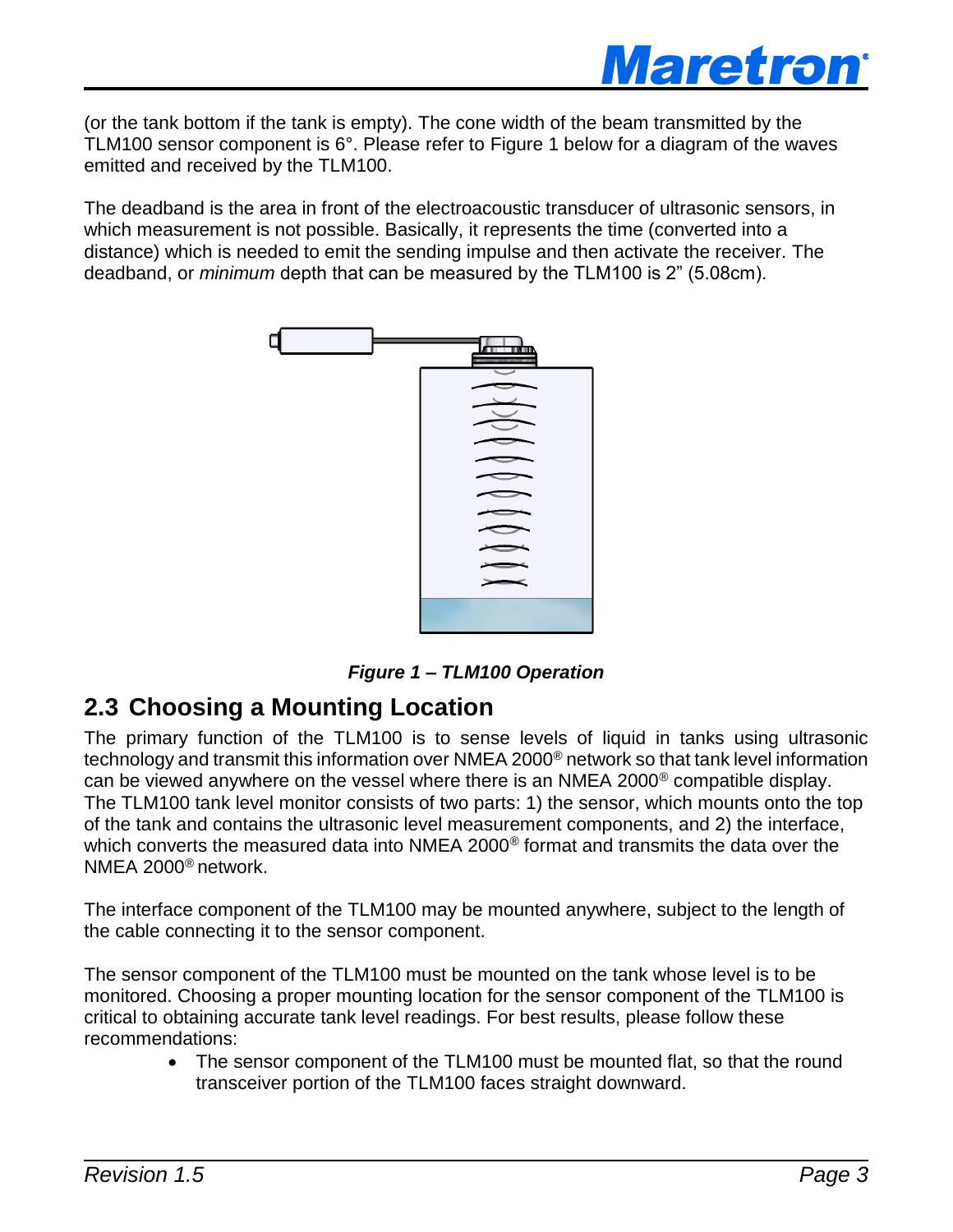(or the tank bottom if the tank is empty). The cone width of the beam transmitted by the TLM100 sensor component is 6°. Please refer to Figure 1 below for a diagram of the waves emitted and received by the TLM100.

The deadband is the area in front of the electroacoustic transducer of ultrasonic sensors, in which measurement is not possible. Basically, it represents the time (converted into a distance) which is needed to emit the sending impulse and then activate the receiver. The deadband, or *minimum* depth that can be measured by the TLM100 is 2" (5.08cm).

***Figure 1 – TLM100 Operation***

## 2.3 Choosing a Mounting Location

The primary function of the TLM100 is to sense levels of liquid in tanks using ultrasonic technology and transmit this information over NMEA 2000® network so that tank level information can be viewed anywhere on the vessel where there is an NMEA 2000® compatible display. The TLM100 tank level monitor consists of two parts: 1) the sensor, which mounts onto the top of the tank and contains the ultrasonic level measurement components, and 2) the interface, which converts the measured data into NMEA 2000® format and transmits the data over the NMEA 2000® network.

The interface component of the TLM100 may be mounted anywhere, subject to the length of the cable connecting it to the sensor component.

The sensor component of the TLM100 must be mounted on the tank whose level is to be monitored. Choosing a proper mounting location for the sensor component of the TLM100 is critical to obtaining accurate tank level readings. For best results, please follow these recommendations:

- The sensor component of the TLM100 must be mounted flat, so that the round transceiver portion of the TLM100 faces straight downward.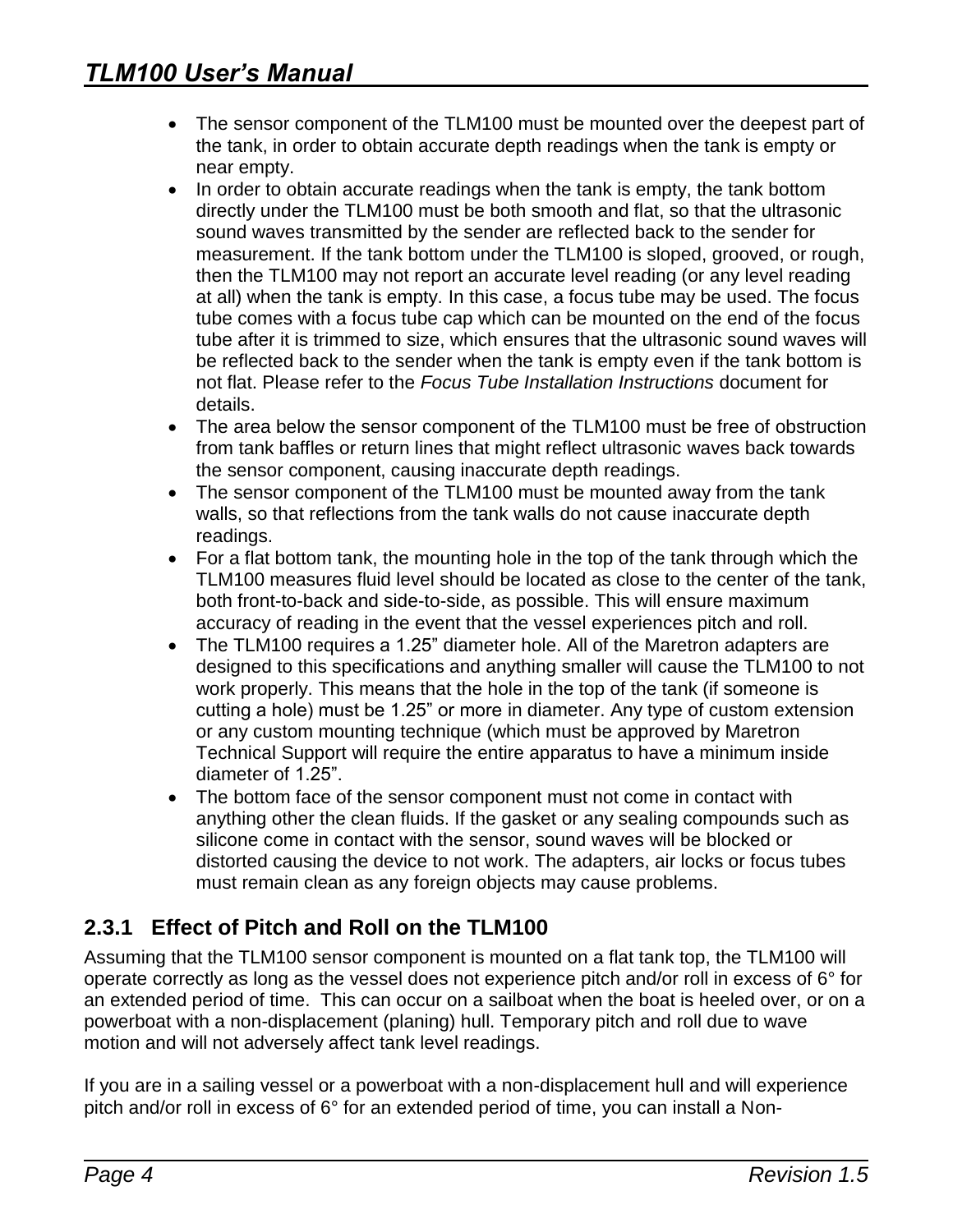- The sensor component of the TLM100 must be mounted over the deepest part of the tank, in order to obtain accurate depth readings when the tank is empty or near empty.
- In order to obtain accurate readings when the tank is empty, the tank bottom directly under the TLM100 must be both smooth and flat, so that the ultrasonic sound waves transmitted by the sender are reflected back to the sender for measurement. If the tank bottom under the TLM100 is sloped, grooved, or rough, then the TLM100 may not report an accurate level reading (or any level reading at all) when the tank is empty. In this case, a focus tube may be used. The focus tube comes with a focus tube cap which can be mounted on the end of the focus tube after it is trimmed to size, which ensures that the ultrasonic sound waves will be reflected back to the sender when the tank is empty even if the tank bottom is not flat. Please refer to the *Focus Tube Installation Instructions* document for details.
- The area below the sensor component of the TLM100 must be free of obstruction from tank baffles or return lines that might reflect ultrasonic waves back towards the sensor component, causing inaccurate depth readings.
- The sensor component of the TLM100 must be mounted away from the tank walls, so that reflections from the tank walls do not cause inaccurate depth readings.
- For a flat bottom tank, the mounting hole in the top of the tank through which the TLM100 measures fluid level should be located as close to the center of the tank, both front-to-back and side-to-side, as possible. This will ensure maximum accuracy of reading in the event that the vessel experiences pitch and roll.
- The TLM100 requires a 1.25" diameter hole. All of the Maretron adapters are designed to this specifications and anything smaller will cause the TLM100 to not work properly. This means that the hole in the top of the tank (if someone is cutting a hole) must be 1.25" or more in diameter. Any type of custom extension or any custom mounting technique (which must be approved by Maretron Technical Support will require the entire apparatus to have a minimum inside diameter of 1.25".
- The bottom face of the sensor component must not come in contact with anything other the clean fluids. If the gasket or any sealing compounds such as silicone come in contact with the sensor, sound waves will be blocked or distorted causing the device to not work. The adapters, air locks or focus tubes must remain clean as any foreign objects may cause problems.

### 2.3.1 Effect of Pitch and Roll on the TLM100

Assuming that the TLM100 sensor component is mounted on a flat tank top, the TLM100 will operate correctly as long as the vessel does not experience pitch and/or roll in excess of 6° for an extended period of time. This can occur on a sailboat when the boat is heeled over, or on a powerboat with a non-displacement (planing) hull. Temporary pitch and roll due to wave motion and will not adversely affect tank level readings.

If you are in a sailing vessel or a powerboat with a non-displacement hull and will experience pitch and/or roll in excess of 6° for an extended period of time, you can install a Non-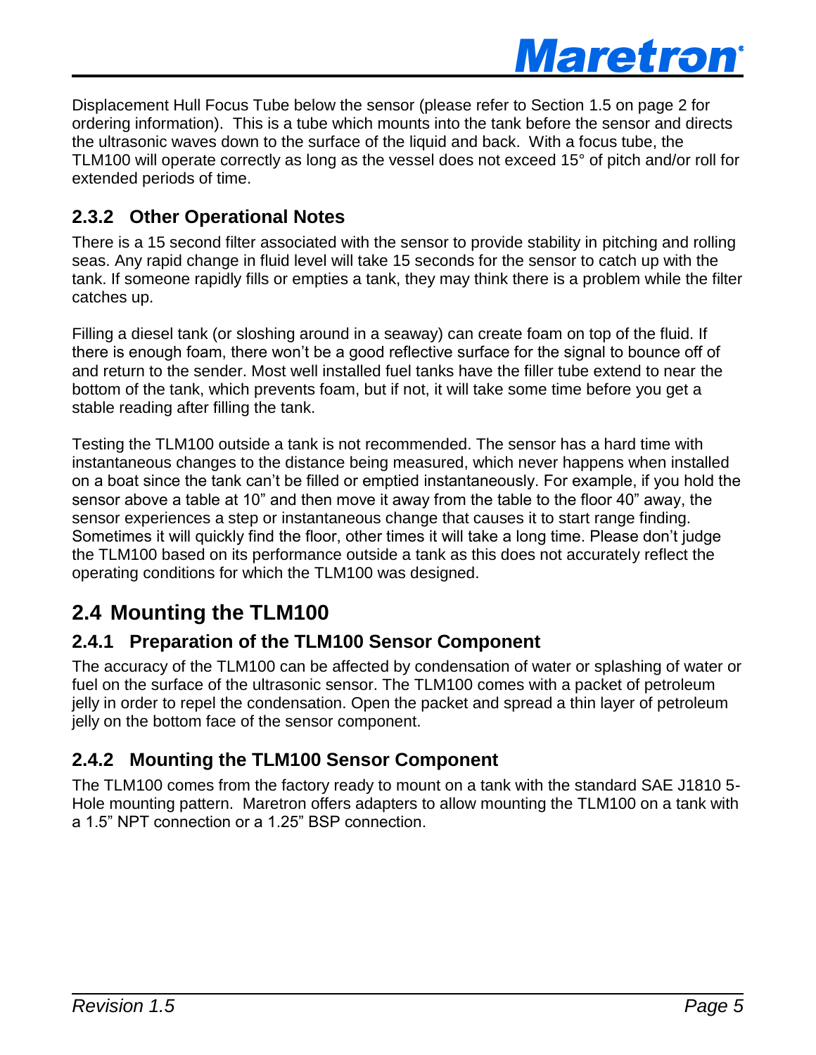Displacement Hull Focus Tube below the sensor (please refer to Section 1.5 on page 2 for ordering information). This is a tube which mounts into the tank before the sensor and directs the ultrasonic waves down to the surface of the liquid and back. With a focus tube, the TLM100 will operate correctly as long as the vessel does not exceed 15° of pitch and/or roll for extended periods of time.

### 2.3.2 Other Operational Notes

There is a 15 second filter associated with the sensor to provide stability in pitching and rolling seas. Any rapid change in fluid level will take 15 seconds for the sensor to catch up with the tank. If someone rapidly fills or empties a tank, they may think there is a problem while the filter catches up.

Filling a diesel tank (or sloshing around in a seaway) can create foam on top of the fluid. If there is enough foam, there won't be a good reflective surface for the signal to bounce off of and return to the sender. Most well installed fuel tanks have the filler tube extend to near the bottom of the tank, which prevents foam, but if not, it will take some time before you get a stable reading after filling the tank.

Testing the TLM100 outside a tank is not recommended. The sensor has a hard time with instantaneous changes to the distance being measured, which never happens when installed on a boat since the tank can't be filled or emptied instantaneously. For example, if you hold the sensor above a table at 10" and then move it away from the table to the floor 40" away, the sensor experiences a step or instantaneous change that causes it to start range finding. Sometimes it will quickly find the floor, other times it will take a long time. Please don't judge the TLM100 based on its performance outside a tank as this does not accurately reflect the operating conditions for which the TLM100 was designed.

## 2.4 Mounting the TLM100

### 2.4.1 Preparation of the TLM100 Sensor Component

The accuracy of the TLM100 can be affected by condensation of water or splashing of water or fuel on the surface of the ultrasonic sensor. The TLM100 comes with a packet of petroleum jelly in order to repel the condensation. Open the packet and spread a thin layer of petroleum jelly on the bottom face of the sensor component.

### 2.4.2 Mounting the TLM100 Sensor Component

The TLM100 comes from the factory ready to mount on a tank with the standard SAE J1810 5-Hole mounting pattern. Maretron offers adapters to allow mounting the TLM100 on a tank with a 1.5" NPT connection or a 1.25" BSP connection.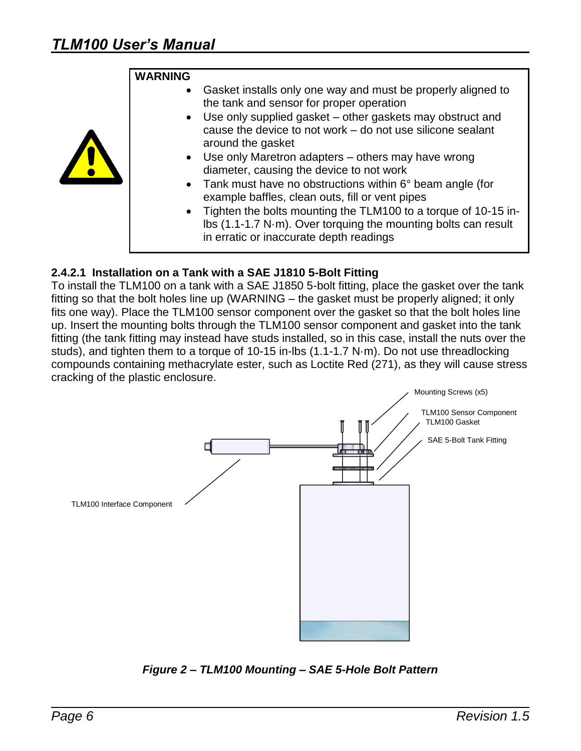**WARNING**

- Gasket installs only one way and must be properly aligned to the tank and sensor for proper operation
- Use only supplied gasket – other gaskets may obstruct and cause the device to not work – do not use silicone sealant around the gasket
- Use only Maretron adapters – others may have wrong diameter, causing the device to not work
- Tank must have no obstructions within 6° beam angle (for example baffles, clean outs, fill or vent pipes
- Tighten the bolts mounting the TLM100 to a torque of 10-15 in-lbs (1.1-1.7 N·m). Over torquing the mounting bolts can result in erratic or inaccurate depth readings

#### 2.4.2.1 Installation on a Tank with a SAE J1810 5-Bolt Fitting

To install the TLM100 on a tank with a SAE J1850 5-bolt fitting, place the gasket over the tank fitting so that the bolt holes line up (WARNING – the gasket must be properly aligned; it only fits one way). Place the TLM100 sensor component over the gasket so that the bolt holes line up. Insert the mounting bolts through the TLM100 sensor component and gasket into the tank fitting (the tank fitting may instead have studs installed, so in this case, install the nuts over the studs), and tighten them to a torque of 10-15 in-lbs (1.1-1.7 N·m). Do not use threadlocking compounds containing methacrylate ester, such as Loctite Red (271), as they will cause stress cracking of the plastic enclosure.

Mounting Screws (x5)
TLM100 Sensor Component
TLM100 Gasket
SAE 5-Bolt Tank Fitting
TLM100 Interface Component

*Figure 2 – TLM100 Mounting – SAE 5-Hole Bolt Pattern*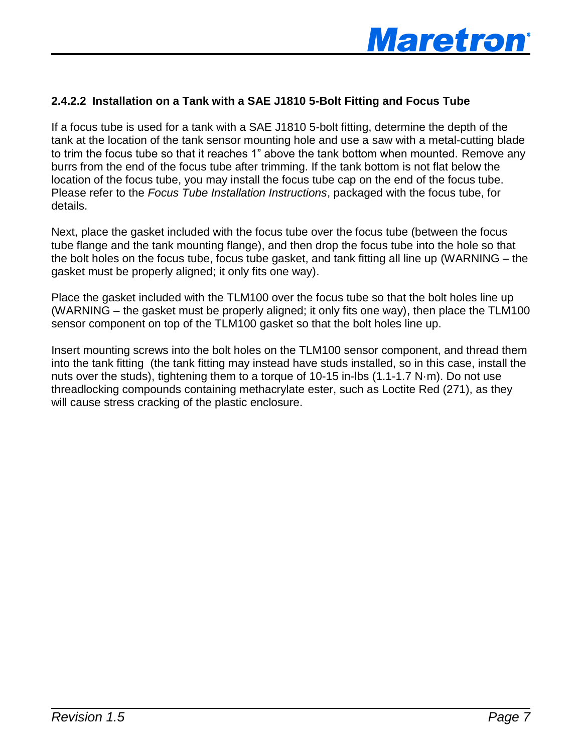#### 2.4.2.2 Installation on a Tank with a SAE J1810 5-Bolt Fitting and Focus Tube

If a focus tube is used for a tank with a SAE J1810 5-bolt fitting, determine the depth of the tank at the location of the tank sensor mounting hole and use a saw with a metal-cutting blade to trim the focus tube so that it reaches 1" above the tank bottom when mounted. Remove any burrs from the end of the focus tube after trimming. If the tank bottom is not flat below the location of the focus tube, you may install the focus tube cap on the end of the focus tube. Please refer to the *Focus Tube Installation Instructions*, packaged with the focus tube, for details.

Next, place the gasket included with the focus tube over the focus tube (between the focus tube flange and the tank mounting flange), and then drop the focus tube into the hole so that the bolt holes on the focus tube, focus tube gasket, and tank fitting all line up (WARNING – the gasket must be properly aligned; it only fits one way).

Place the gasket included with the TLM100 over the focus tube so that the bolt holes line up (WARNING – the gasket must be properly aligned; it only fits one way), then place the TLM100 sensor component on top of the TLM100 gasket so that the bolt holes line up.

Insert mounting screws into the bolt holes on the TLM100 sensor component, and thread them into the tank fitting (the tank fitting may instead have studs installed, so in this case, install the nuts over the studs), tightening them to a torque of 10-15 in-lbs (1.1-1.7 N·m). Do not use threadlocking compounds containing methacrylate ester, such as Loctite Red (271), as they will cause stress cracking of the plastic enclosure.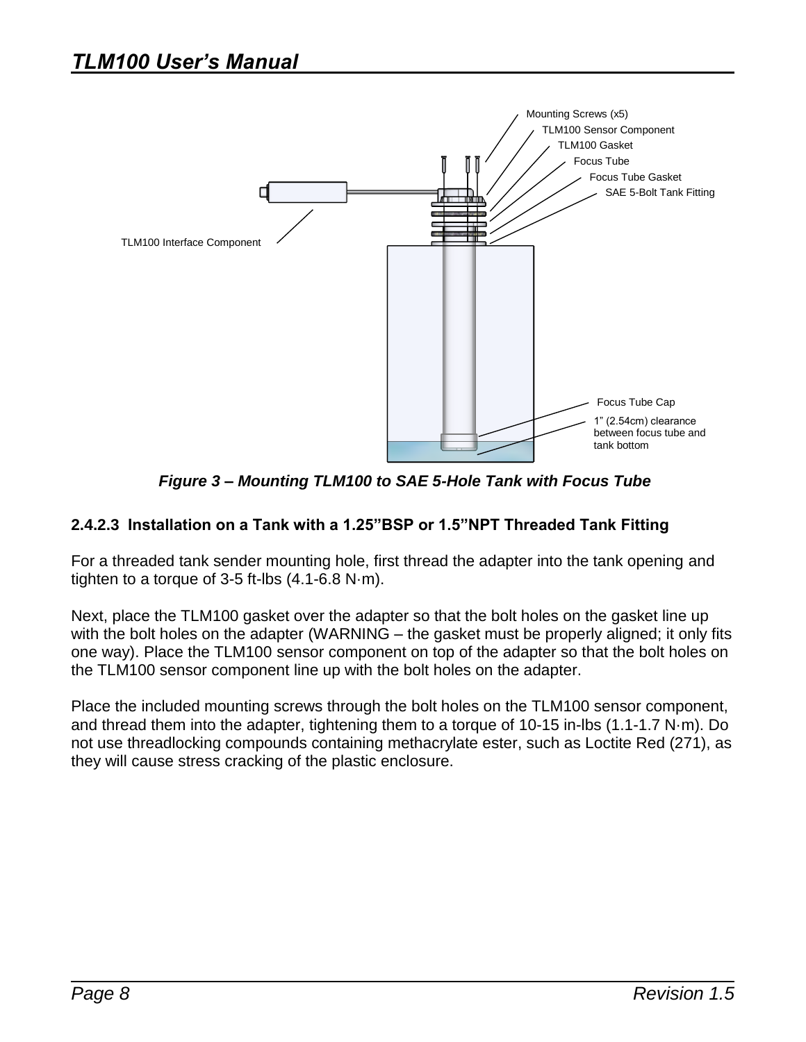Figure 3 – Mounting TLM100 to SAE 5-Hole Tank with Focus Tube

#### 2.4.2.3 Installation on a Tank with a 1.25"BSP or 1.5"NPT Threaded Tank Fitting

For a threaded tank sender mounting hole, first thread the adapter into the tank opening and tighten to a torque of 3-5 ft-lbs (4.1-6.8 N·m).

Next, place the TLM100 gasket over the adapter so that the bolt holes on the gasket line up with the bolt holes on the adapter (WARNING – the gasket must be properly aligned; it only fits one way). Place the TLM100 sensor component on top of the adapter so that the bolt holes on the TLM100 sensor component line up with the bolt holes on the adapter.

Place the included mounting screws through the bolt holes on the TLM100 sensor component, and thread them into the adapter, tightening them to a torque of 10-15 in-lbs (1.1-1.7 N·m). Do not use threadlocking compounds containing methacrylate ester, such as Loctite Red (271), as they will cause stress cracking of the plastic enclosure.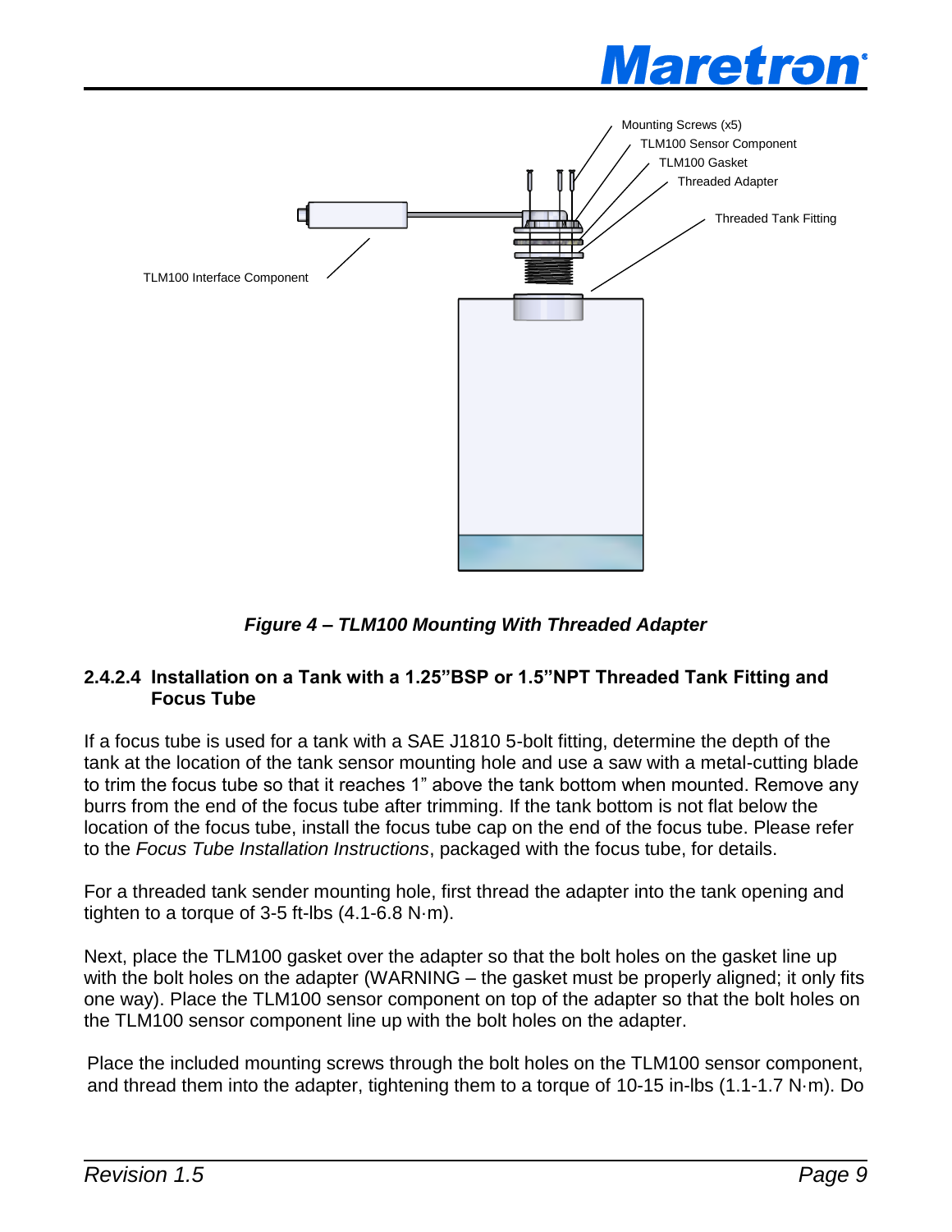Figure 4 – TLM100 Mounting With Threaded Adapter

#### 2.4.2.4 Installation on a Tank with a 1.25"BSP or 1.5"NPT Threaded Tank Fitting and Focus Tube

If a focus tube is used for a tank with a SAE J1810 5-bolt fitting, determine the depth of the tank at the location of the tank sensor mounting hole and use a saw with a metal-cutting blade to trim the focus tube so that it reaches 1" above the tank bottom when mounted. Remove any burrs from the end of the focus tube after trimming. If the tank bottom is not flat below the location of the focus tube, install the focus tube cap on the end of the focus tube. Please refer to the *Focus Tube Installation Instructions*, packaged with the focus tube, for details.

For a threaded tank sender mounting hole, first thread the adapter into the tank opening and tighten to a torque of 3-5 ft-lbs (4.1-6.8 N·m).

Next, place the TLM100 gasket over the adapter so that the bolt holes on the gasket line up with the bolt holes on the adapter (WARNING – the gasket must be properly aligned; it only fits one way). Place the TLM100 sensor component on top of the adapter so that the bolt holes on the TLM100 sensor component line up with the bolt holes on the adapter.

Place the included mounting screws through the bolt holes on the TLM100 sensor component, and thread them into the adapter, tightening them to a torque of 10-15 in-lbs (1.1-1.7 N·m). Do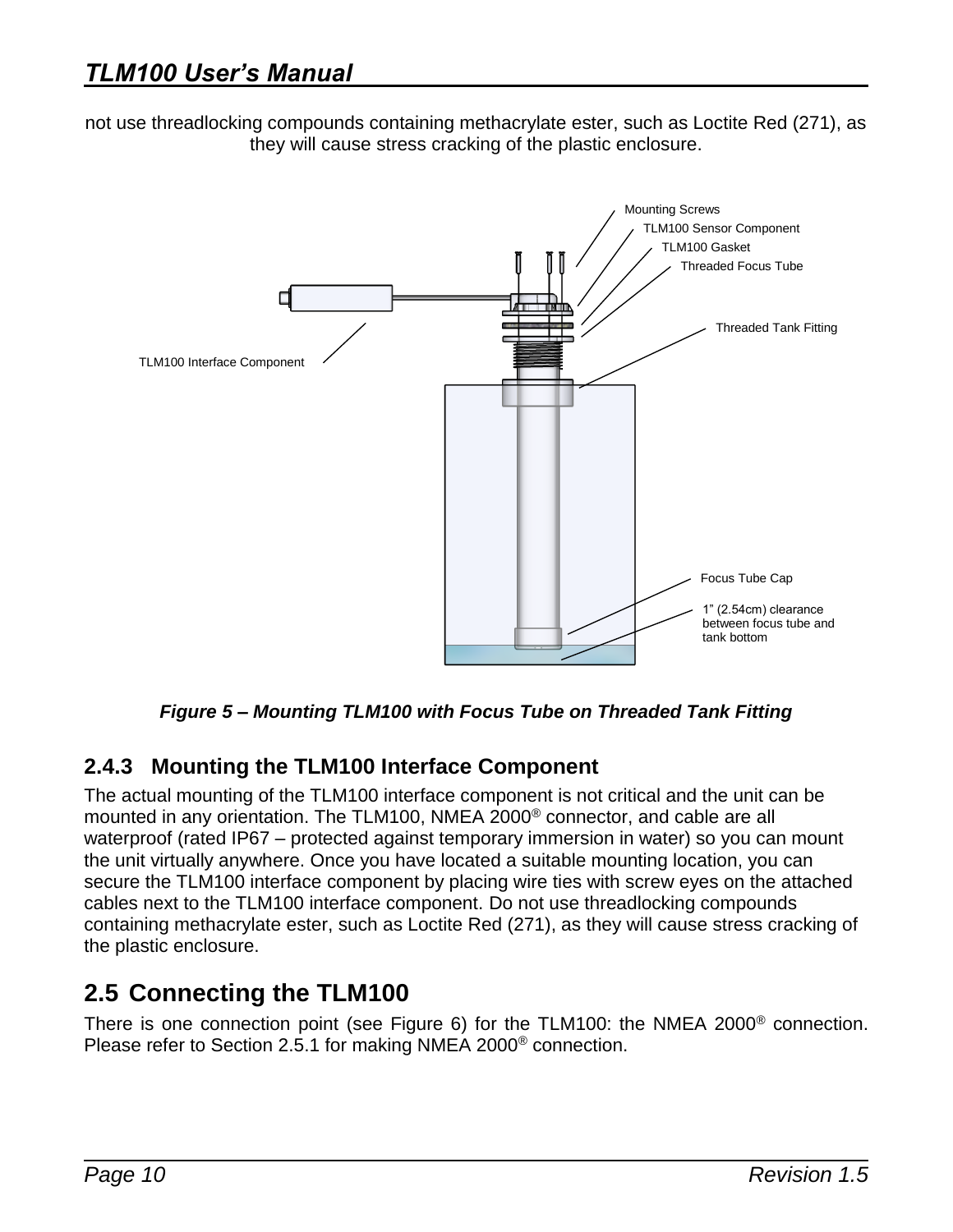not use threadlocking compounds containing methacrylate ester, such as Loctite Red (271), as they will cause stress cracking of the plastic enclosure.

*Figure 5 – Mounting TLM100 with Focus Tube on Threaded Tank Fitting*

### 2.4.3 Mounting the TLM100 Interface Component

The actual mounting of the TLM100 interface component is not critical and the unit can be mounted in any orientation. The TLM100, NMEA 2000® connector, and cable are all waterproof (rated IP67 – protected against temporary immersion in water) so you can mount the unit virtually anywhere. Once you have located a suitable mounting location, you can secure the TLM100 interface component by placing wire ties with screw eyes on the attached cables next to the TLM100 interface component. Do not use threadlocking compounds containing methacrylate ester, such as Loctite Red (271), as they will cause stress cracking of the plastic enclosure.

## 2.5 Connecting the TLM100

There is one connection point (see Figure 6) for the TLM100: the NMEA 2000® connection. Please refer to Section 2.5.1 for making NMEA 2000® connection.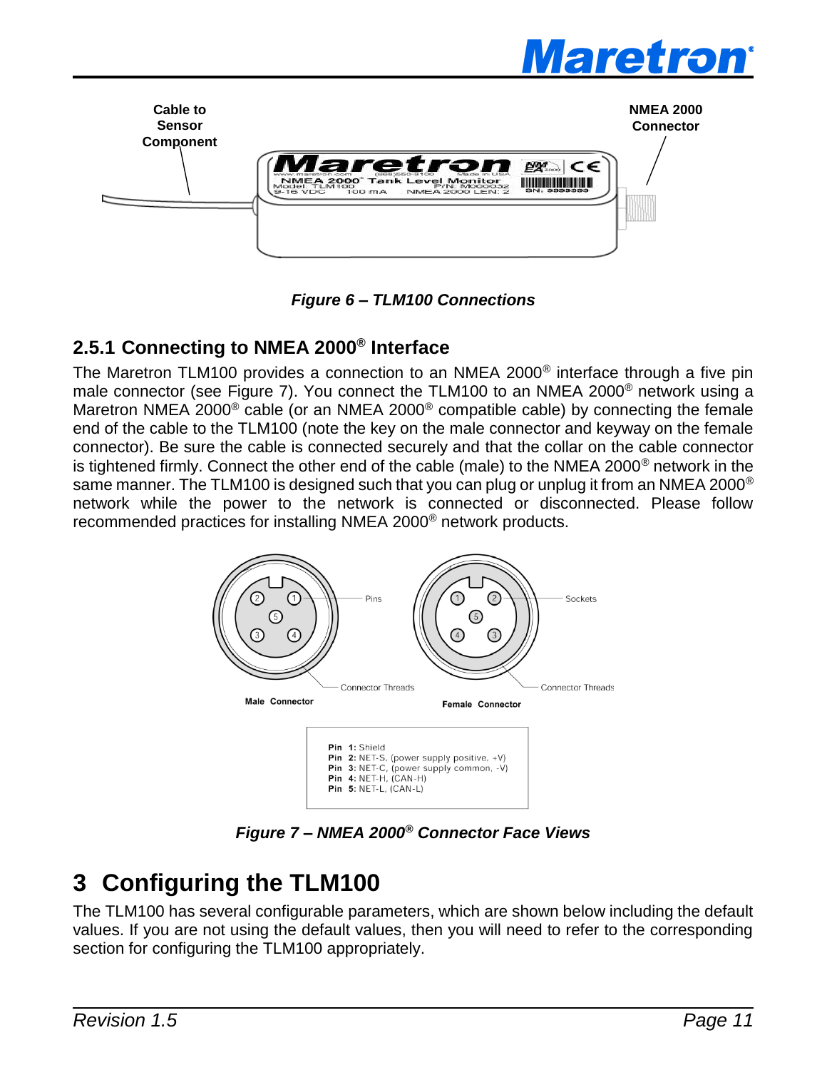Cable to Sensor Component

NMEA 2000 Connector

*Figure 6 – TLM100 Connections*

### 2.5.1 Connecting to NMEA 2000® Interface

The Maretron TLM100 provides a connection to an NMEA 2000® interface through a five pin male connector (see Figure 7). You connect the TLM100 to an NMEA 2000® network using a Maretron NMEA 2000® cable (or an NMEA 2000® compatible cable) by connecting the female end of the cable to the TLM100 (note the key on the male connector and keyway on the female connector). Be sure the cable is connected securely and that the collar on the cable connector is tightened firmly. Connect the other end of the cable (male) to the NMEA 2000® network in the same manner. The TLM100 is designed such that you can plug or unplug it from an NMEA 2000® network while the power to the network is connected or disconnected. Please follow recommended practices for installing NMEA 2000® network products.

Pins

Sockets

Connector Threads

Male Connector

Female Connector

**Pin 1:** Shield
**Pin 2:** NET-S, (power supply positive, +V)
**Pin 3:** NET-C, (power supply common, -V)
**Pin 4:** NET-H, (CAN-H)
**Pin 5:** NET-L, (CAN-L)

*Figure 7 – NMEA 2000® Connector Face Views*

# 3 Configuring the TLM100

The TLM100 has several configurable parameters, which are shown below including the default values. If you are not using the default values, then you will need to refer to the corresponding section for configuring the TLM100 appropriately.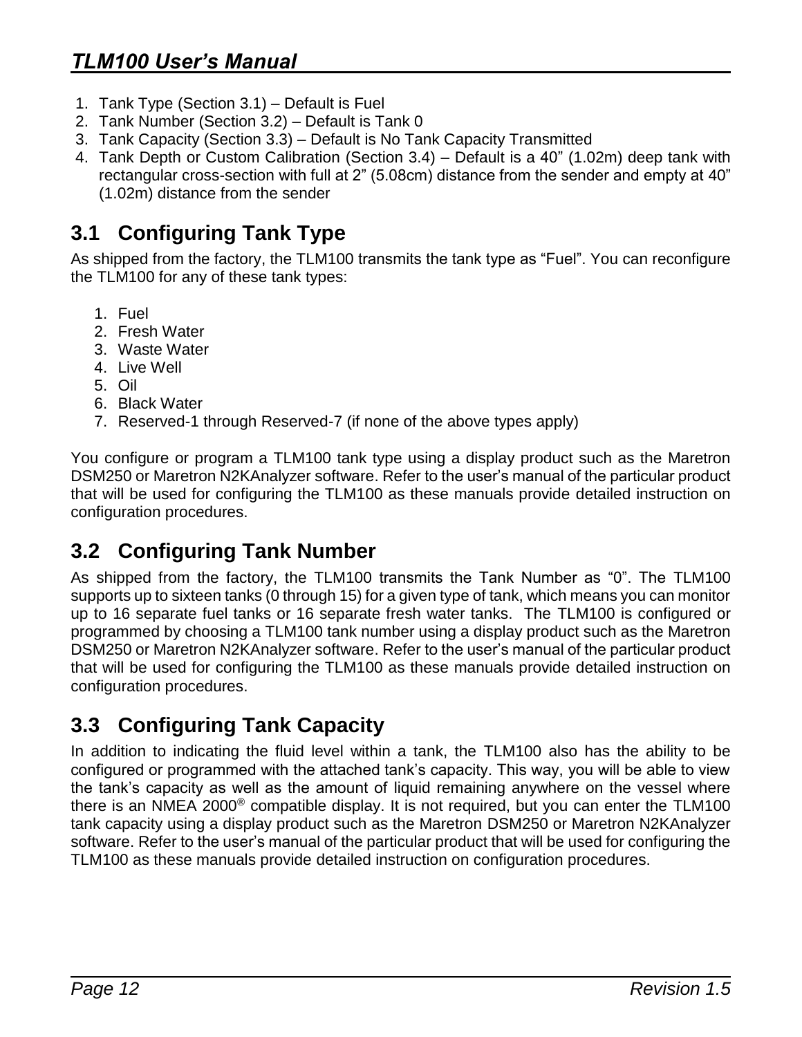1. Tank Type (Section 3.1) – Default is Fuel
2. Tank Number (Section 3.2) – Default is Tank 0
3. Tank Capacity (Section 3.3) – Default is No Tank Capacity Transmitted
4. Tank Depth or Custom Calibration (Section 3.4) – Default is a 40" (1.02m) deep tank with rectangular cross-section with full at 2" (5.08cm) distance from the sender and empty at 40" (1.02m) distance from the sender

## 3.1 Configuring Tank Type

As shipped from the factory, the TLM100 transmits the tank type as "Fuel". You can reconfigure the TLM100 for any of these tank types:

1. Fuel
2. Fresh Water
3. Waste Water
4. Live Well
5. Oil
6. Black Water
7. Reserved-1 through Reserved-7 (if none of the above types apply)

You configure or program a TLM100 tank type using a display product such as the Maretron DSM250 or Maretron N2KAnalyzer software. Refer to the user's manual of the particular product that will be used for configuring the TLM100 as these manuals provide detailed instruction on configuration procedures.

## 3.2 Configuring Tank Number

As shipped from the factory, the TLM100 transmits the Tank Number as "0". The TLM100 supports up to sixteen tanks (0 through 15) for a given type of tank, which means you can monitor up to 16 separate fuel tanks or 16 separate fresh water tanks. The TLM100 is configured or programmed by choosing a TLM100 tank number using a display product such as the Maretron DSM250 or Maretron N2KAnalyzer software. Refer to the user's manual of the particular product that will be used for configuring the TLM100 as these manuals provide detailed instruction on configuration procedures.

## 3.3 Configuring Tank Capacity

In addition to indicating the fluid level within a tank, the TLM100 also has the ability to be configured or programmed with the attached tank's capacity. This way, you will be able to view the tank's capacity as well as the amount of liquid remaining anywhere on the vessel where there is an NMEA 2000® compatible display. It is not required, but you can enter the TLM100 tank capacity using a display product such as the Maretron DSM250 or Maretron N2KAnalyzer software. Refer to the user's manual of the particular product that will be used for configuring the TLM100 as these manuals provide detailed instruction on configuration procedures.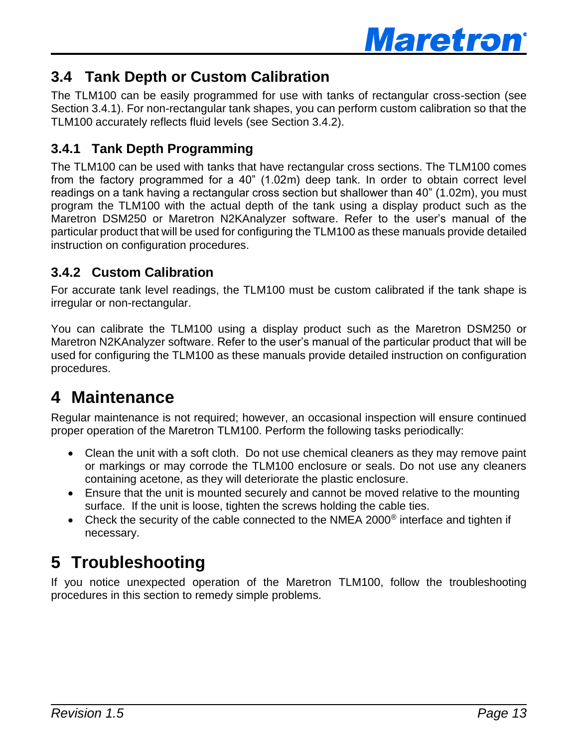## 3.4 Tank Depth or Custom Calibration

The TLM100 can be easily programmed for use with tanks of rectangular cross-section (see Section 3.4.1). For non-rectangular tank shapes, you can perform custom calibration so that the TLM100 accurately reflects fluid levels (see Section 3.4.2).

### 3.4.1 Tank Depth Programming

The TLM100 can be used with tanks that have rectangular cross sections. The TLM100 comes from the factory programmed for a 40" (1.02m) deep tank. In order to obtain correct level readings on a tank having a rectangular cross section but shallower than 40" (1.02m), you must program the TLM100 with the actual depth of the tank using a display product such as the Maretron DSM250 or Maretron N2KAnalyzer software. Refer to the user's manual of the particular product that will be used for configuring the TLM100 as these manuals provide detailed instruction on configuration procedures.

### 3.4.2 Custom Calibration

For accurate tank level readings, the TLM100 must be custom calibrated if the tank shape is irregular or non-rectangular.

You can calibrate the TLM100 using a display product such as the Maretron DSM250 or Maretron N2KAnalyzer software. Refer to the user's manual of the particular product that will be used for configuring the TLM100 as these manuals provide detailed instruction on configuration procedures.

# 4 Maintenance

Regular maintenance is not required; however, an occasional inspection will ensure continued proper operation of the Maretron TLM100. Perform the following tasks periodically:

- Clean the unit with a soft cloth. Do not use chemical cleaners as they may remove paint or markings or may corrode the TLM100 enclosure or seals. Do not use any cleaners containing acetone, as they will deteriorate the plastic enclosure.
- Ensure that the unit is mounted securely and cannot be moved relative to the mounting surface. If the unit is loose, tighten the screws holding the cable ties.
- Check the security of the cable connected to the NMEA 2000® interface and tighten if necessary.

# 5 Troubleshooting

If you notice unexpected operation of the Maretron TLM100, follow the troubleshooting procedures in this section to remedy simple problems.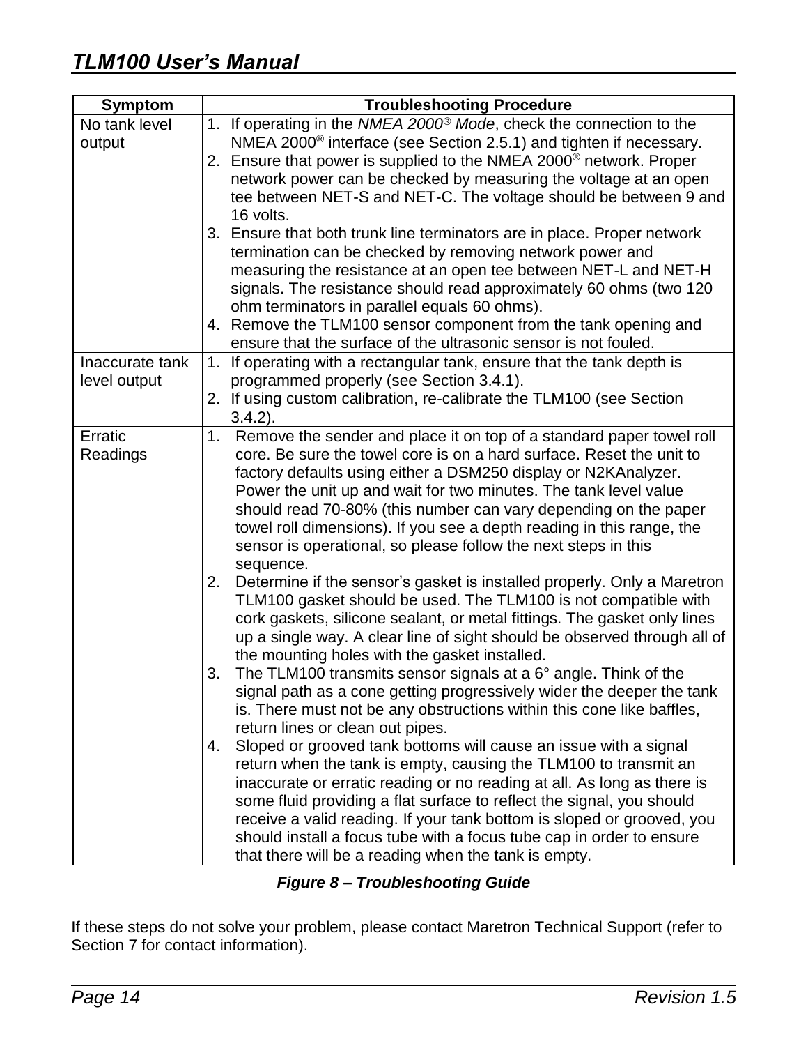| Symptom | Troubleshooting Procedure |
|---|---|
| No tank level output | 1. If operating in the *NMEA 2000® Mode*, check the connection to the NMEA 2000® interface (see Section 2.5.1) and tighten if necessary.<br>2. Ensure that power is supplied to the NMEA 2000® network. Proper network power can be checked by measuring the voltage at an open tee between NET-S and NET-C. The voltage should be between 9 and 16 volts.<br>3. Ensure that both trunk line terminators are in place. Proper network termination can be checked by removing network power and measuring the resistance at an open tee between NET-L and NET-H signals. The resistance should read approximately 60 ohms (two 120 ohm terminators in parallel equals 60 ohms).<br>4. Remove the TLM100 sensor component from the tank opening and ensure that the surface of the ultrasonic sensor is not fouled. |
| Inaccurate tank level output | 1. If operating with a rectangular tank, ensure that the tank depth is programmed properly (see Section 3.4.1).<br>2. If using custom calibration, re-calibrate the TLM100 (see Section 3.4.2). |
| Erratic Readings | 1. Remove the sender and place it on top of a standard paper towel roll core. Be sure the towel core is on a hard surface. Reset the unit to factory defaults using either a DSM250 display or N2KAnalyzer. Power the unit up and wait for two minutes. The tank level value should read 70-80% (this number can vary depending on the paper towel roll dimensions). If you see a depth reading in this range, the sensor is operational, so please follow the next steps in this sequence.<br>2. Determine if the sensor's gasket is installed properly. Only a Maretron TLM100 gasket should be used. The TLM100 is not compatible with cork gaskets, silicone sealant, or metal fittings. The gasket only lines up a single way. A clear line of sight should be observed through all of the mounting holes with the gasket installed.<br>3. The TLM100 transmits sensor signals at a 6° angle. Think of the signal path as a cone getting progressively wider the deeper the tank is. There must not be any obstructions within this cone like baffles, return lines or clean out pipes.<br>4. Sloped or grooved tank bottoms will cause an issue with a signal return when the tank is empty, causing the TLM100 to transmit an inaccurate or erratic reading or no reading at all. As long as there is some fluid providing a flat surface to reflect the signal, you should receive a valid reading. If your tank bottom is sloped or grooved, you should install a focus tube with a focus tube cap in order to ensure that there will be a reading when the tank is empty. |

***Figure 8 – Troubleshooting Guide***

If these steps do not solve your problem, please contact Maretron Technical Support (refer to Section 7 for contact information).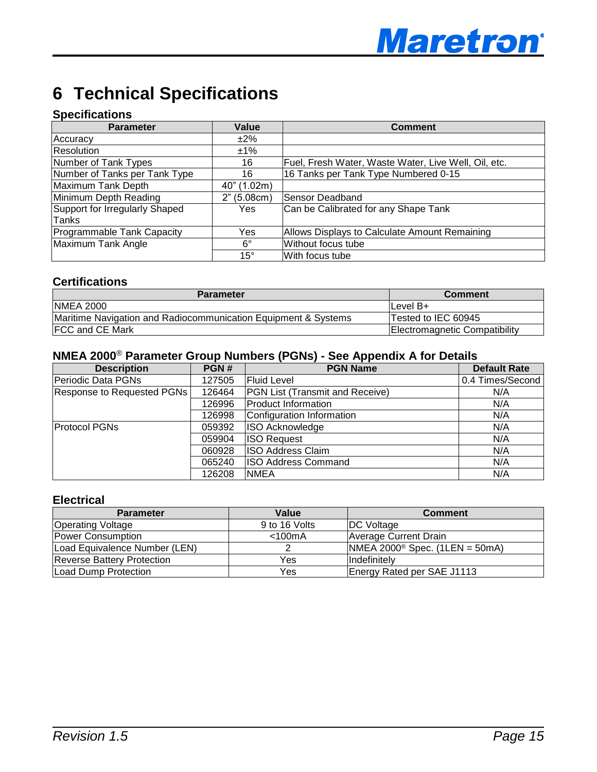# 6 Technical Specifications

### Specifications

| Parameter | Value | Comment |
|---|---|---|
| Accuracy | ±2% | |
| Resolution | ±1% | |
| Number of Tank Types | 16 | Fuel, Fresh Water, Waste Water, Live Well, Oil, etc. |
| Number of Tanks per Tank Type | 16 | 16 Tanks per Tank Type Numbered 0-15 |
| Maximum Tank Depth | 40" (1.02m) | |
| Minimum Depth Reading | 2" (5.08cm) | Sensor Deadband |
| Support for Irregularly Shaped Tanks | Yes | Can be Calibrated for any Shape Tank |
| Programmable Tank Capacity | Yes | Allows Displays to Calculate Amount Remaining |
| Maximum Tank Angle | 6° | Without focus tube |
| | 15° | With focus tube |

### Certifications

| Parameter | Comment |
|---|---|
| NMEA 2000 | Level B+ |
| Maritime Navigation and Radiocommunication Equipment & Systems | Tested to IEC 60945 |
| FCC and CE Mark | Electromagnetic Compatibility |

### NMEA 2000® Parameter Group Numbers (PGNs) - See Appendix A for Details

| Description | PGN # | PGN Name | Default Rate |
|---|---|---|---|
| Periodic Data PGNs | 127505 | Fluid Level | 0.4 Times/Second |
| Response to Requested PGNs | 126464 | PGN List (Transmit and Receive) | N/A |
| | 126996 | Product Information | N/A |
| | 126998 | Configuration Information | N/A |
| Protocol PGNs | 059392 | ISO Acknowledge | N/A |
| | 059904 | ISO Request | N/A |
| | 060928 | ISO Address Claim | N/A |
| | 065240 | ISO Address Command | N/A |
| | 126208 | NMEA | N/A |

### Electrical

| Parameter | Value | Comment |
|---|---|---|
| Operating Voltage | 9 to 16 Volts | DC Voltage |
| Power Consumption | <100mA | Average Current Drain |
| Load Equivalence Number (LEN) | 2 | NMEA 2000® Spec. (1LEN = 50mA) |
| Reverse Battery Protection | Yes | Indefinitely |
| Load Dump Protection | Yes | Energy Rated per SAE J1113 |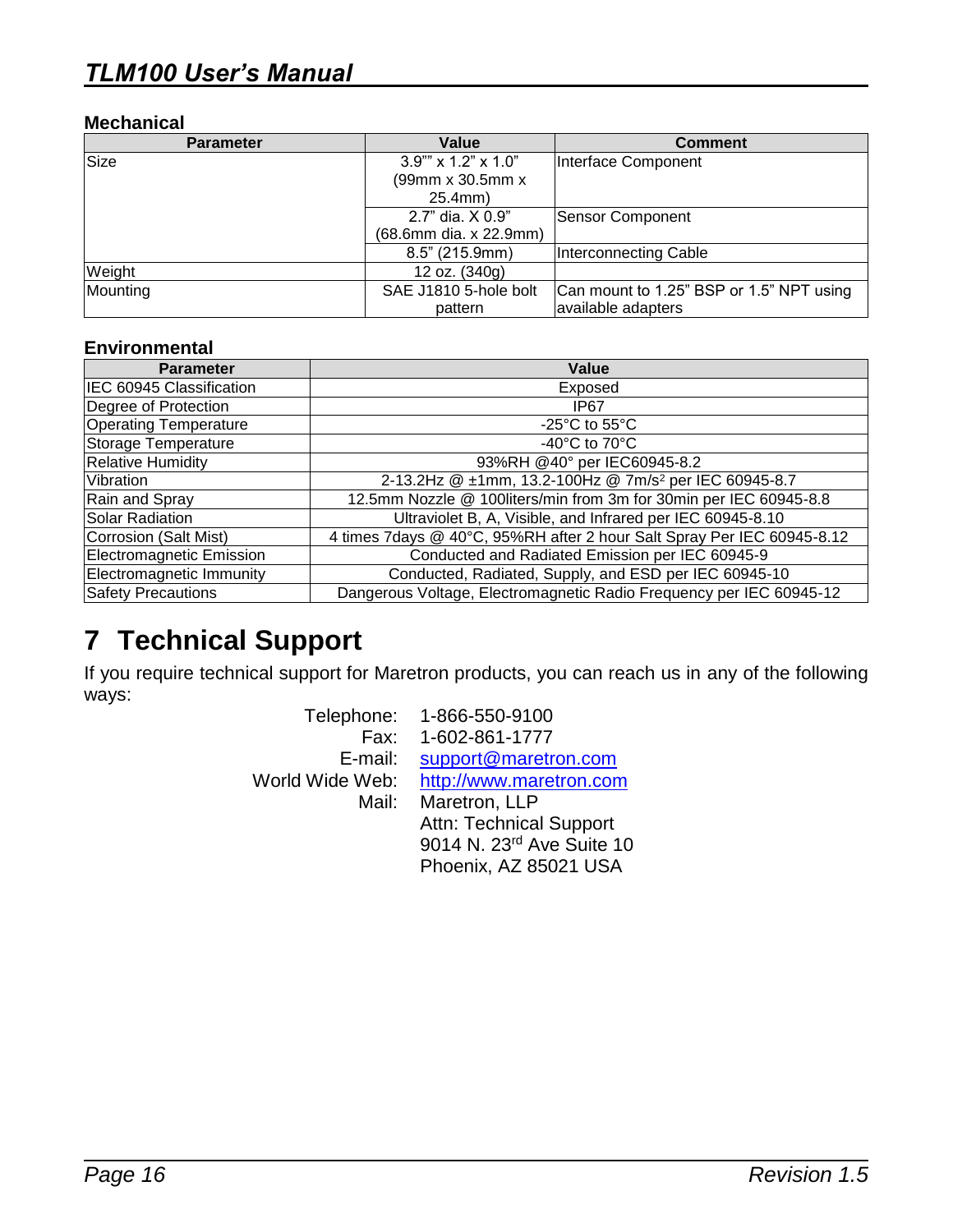### Mechanical

| Parameter | Value | Comment |
|---|---|---|
| Size | 3.9"" x 1.2" x 1.0" (99mm x 30.5mm x 25.4mm) | Interface Component |
| | 2.7" dia. X 0.9" (68.6mm dia. x 22.9mm) | Sensor Component |
| | 8.5" (215.9mm) | Interconnecting Cable |
| Weight | 12 oz. (340g) | |
| Mounting | SAE J1810 5-hole bolt pattern | Can mount to 1.25" BSP or 1.5" NPT using available adapters |

### Environmental

| Parameter | Value |
|---|---|
| IEC 60945 Classification | Exposed |
| Degree of Protection | IP67 |
| Operating Temperature | -25°C to 55°C |
| Storage Temperature | -40°C to 70°C |
| Relative Humidity | 93%RH @40° per IEC60945-8.2 |
| Vibration | 2-13.2Hz @ ±1mm, 13.2-100Hz @ 7m/s$^2$ per IEC 60945-8.7 |
| Rain and Spray | 12.5mm Nozzle @ 100liters/min from 3m for 30min per IEC 60945-8.8 |
| Solar Radiation | Ultraviolet B, A, Visible, and Infrared per IEC 60945-8.10 |
| Corrosion (Salt Mist) | 4 times 7days @ 40°C, 95%RH after 2 hour Salt Spray Per IEC 60945-8.12 |
| Electromagnetic Emission | Conducted and Radiated Emission per IEC 60945-9 |
| Electromagnetic Immunity | Conducted, Radiated, Supply, and ESD per IEC 60945-10 |
| Safety Precautions | Dangerous Voltage, Electromagnetic Radio Frequency per IEC 60945-12 |

# 7 Technical Support

If you require technical support for Maretron products, you can reach us in any of the following ways:

Telephone: 1-866-550-9100
Fax: 1-602-861-1777
E-mail: support@maretron.com
World Wide Web: http://www.maretron.com
Mail: Maretron, LLP
Attn: Technical Support
9014 N. 23rd Ave Suite 10
Phoenix, AZ 85021 USA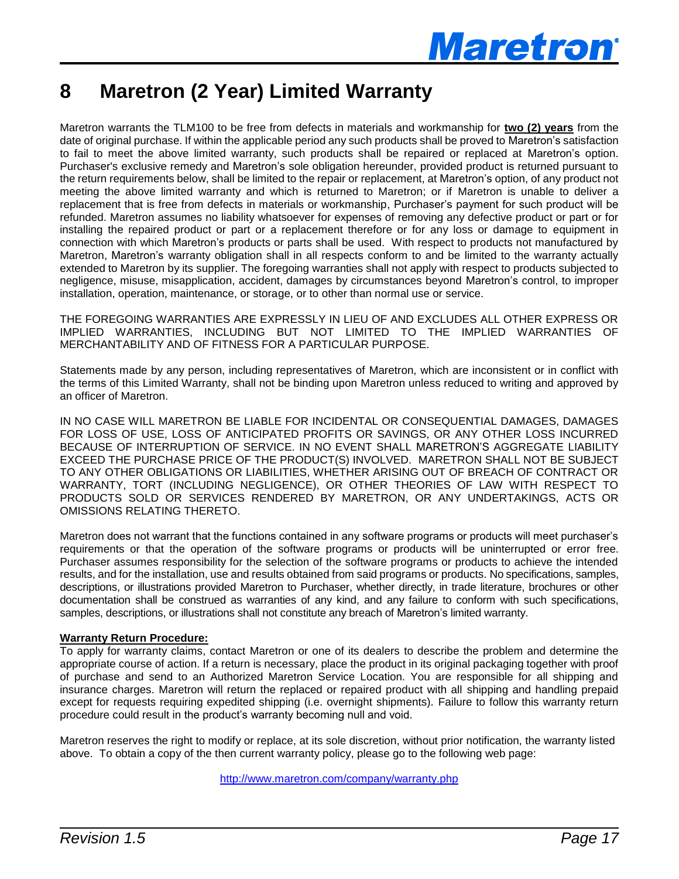# 8 Maretron (2 Year) Limited Warranty

Maretron warrants the TLM100 to be free from defects in materials and workmanship for **two (2) years** from the date of original purchase. If within the applicable period any such products shall be proved to Maretron's satisfaction to fail to meet the above limited warranty, such products shall be repaired or replaced at Maretron's option. Purchaser's exclusive remedy and Maretron's sole obligation hereunder, provided product is returned pursuant to the return requirements below, shall be limited to the repair or replacement, at Maretron's option, of any product not meeting the above limited warranty and which is returned to Maretron; or if Maretron is unable to deliver a replacement that is free from defects in materials or workmanship, Purchaser's payment for such product will be refunded. Maretron assumes no liability whatsoever for expenses of removing any defective product or part or for installing the repaired product or part or a replacement therefore or for any loss or damage to equipment in connection with which Maretron's products or parts shall be used. With respect to products not manufactured by Maretron, Maretron's warranty obligation shall in all respects conform to and be limited to the warranty actually extended to Maretron by its supplier. The foregoing warranties shall not apply with respect to products subjected to negligence, misuse, misapplication, accident, damages by circumstances beyond Maretron's control, to improper installation, operation, maintenance, or storage, or to other than normal use or service.

THE FOREGOING WARRANTIES ARE EXPRESSLY IN LIEU OF AND EXCLUDES ALL OTHER EXPRESS OR IMPLIED WARRANTIES, INCLUDING BUT NOT LIMITED TO THE IMPLIED WARRANTIES OF MERCHANTABILITY AND OF FITNESS FOR A PARTICULAR PURPOSE.

Statements made by any person, including representatives of Maretron, which are inconsistent or in conflict with the terms of this Limited Warranty, shall not be binding upon Maretron unless reduced to writing and approved by an officer of Maretron.

IN NO CASE WILL MARETRON BE LIABLE FOR INCIDENTAL OR CONSEQUENTIAL DAMAGES, DAMAGES FOR LOSS OF USE, LOSS OF ANTICIPATED PROFITS OR SAVINGS, OR ANY OTHER LOSS INCURRED BECAUSE OF INTERRUPTION OF SERVICE. IN NO EVENT SHALL MARETRON'S AGGREGATE LIABILITY EXCEED THE PURCHASE PRICE OF THE PRODUCT(S) INVOLVED. MARETRON SHALL NOT BE SUBJECT TO ANY OTHER OBLIGATIONS OR LIABILITIES, WHETHER ARISING OUT OF BREACH OF CONTRACT OR WARRANTY, TORT (INCLUDING NEGLIGENCE), OR OTHER THEORIES OF LAW WITH RESPECT TO PRODUCTS SOLD OR SERVICES RENDERED BY MARETRON, OR ANY UNDERTAKINGS, ACTS OR OMISSIONS RELATING THERETO.

Maretron does not warrant that the functions contained in any software programs or products will meet purchaser's requirements or that the operation of the software programs or products will be uninterrupted or error free. Purchaser assumes responsibility for the selection of the software programs or products to achieve the intended results, and for the installation, use and results obtained from said programs or products. No specifications, samples, descriptions, or illustrations provided Maretron to Purchaser, whether directly, in trade literature, brochures or other documentation shall be construed as warranties of any kind, and any failure to conform with such specifications, samples, descriptions, or illustrations shall not constitute any breach of Maretron's limited warranty.

**Warranty Return Procedure:**

To apply for warranty claims, contact Maretron or one of its dealers to describe the problem and determine the appropriate course of action. If a return is necessary, place the product in its original packaging together with proof of purchase and send to an Authorized Maretron Service Location. You are responsible for all shipping and insurance charges. Maretron will return the replaced or repaired product with all shipping and handling prepaid except for requests requiring expedited shipping (i.e. overnight shipments). Failure to follow this warranty return procedure could result in the product's warranty becoming null and void.

Maretron reserves the right to modify or replace, at its sole discretion, without prior notification, the warranty listed above. To obtain a copy of the then current warranty policy, please go to the following web page:

http://www.maretron.com/company/warranty.php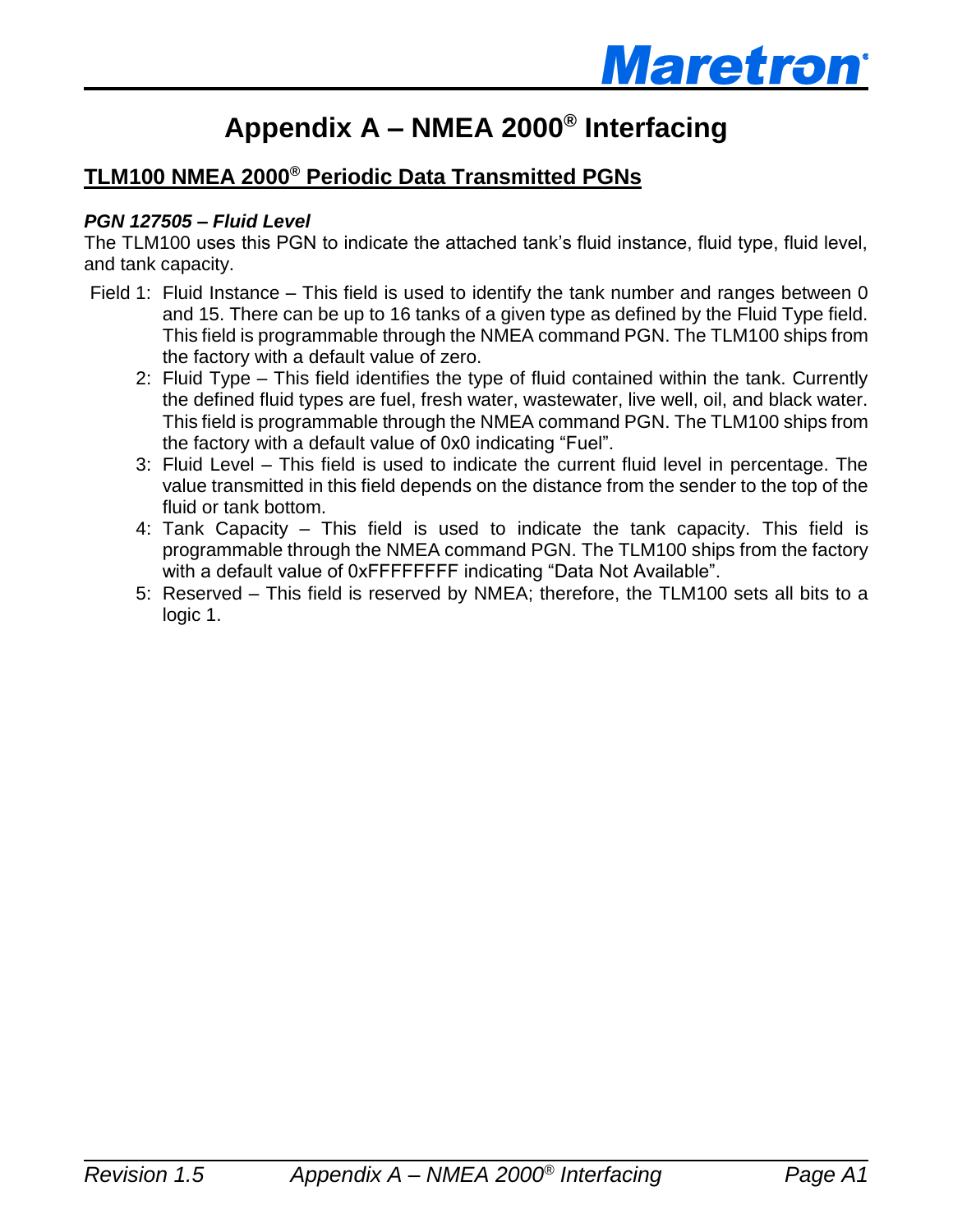# Appendix A – NMEA 2000® Interfacing

## TLM100 NMEA 2000® Periodic Data Transmitted PGNs

### *PGN 127505 – Fluid Level*

The TLM100 uses this PGN to indicate the attached tank's fluid instance, fluid type, fluid level, and tank capacity.

Field 1: Fluid Instance – This field is used to identify the tank number and ranges between 0 and 15. There can be up to 16 tanks of a given type as defined by the Fluid Type field. This field is programmable through the NMEA command PGN. The TLM100 ships from the factory with a default value of zero.

2: Fluid Type – This field identifies the type of fluid contained within the tank. Currently the defined fluid types are fuel, fresh water, wastewater, live well, oil, and black water. This field is programmable through the NMEA command PGN. The TLM100 ships from the factory with a default value of 0x0 indicating "Fuel".

3: Fluid Level – This field is used to indicate the current fluid level in percentage. The value transmitted in this field depends on the distance from the sender to the top of the fluid or tank bottom.

4: Tank Capacity – This field is used to indicate the tank capacity. This field is programmable through the NMEA command PGN. The TLM100 ships from the factory with a default value of 0xFFFFFFFF indicating "Data Not Available".

5: Reserved – This field is reserved by NMEA; therefore, the TLM100 sets all bits to a logic 1.